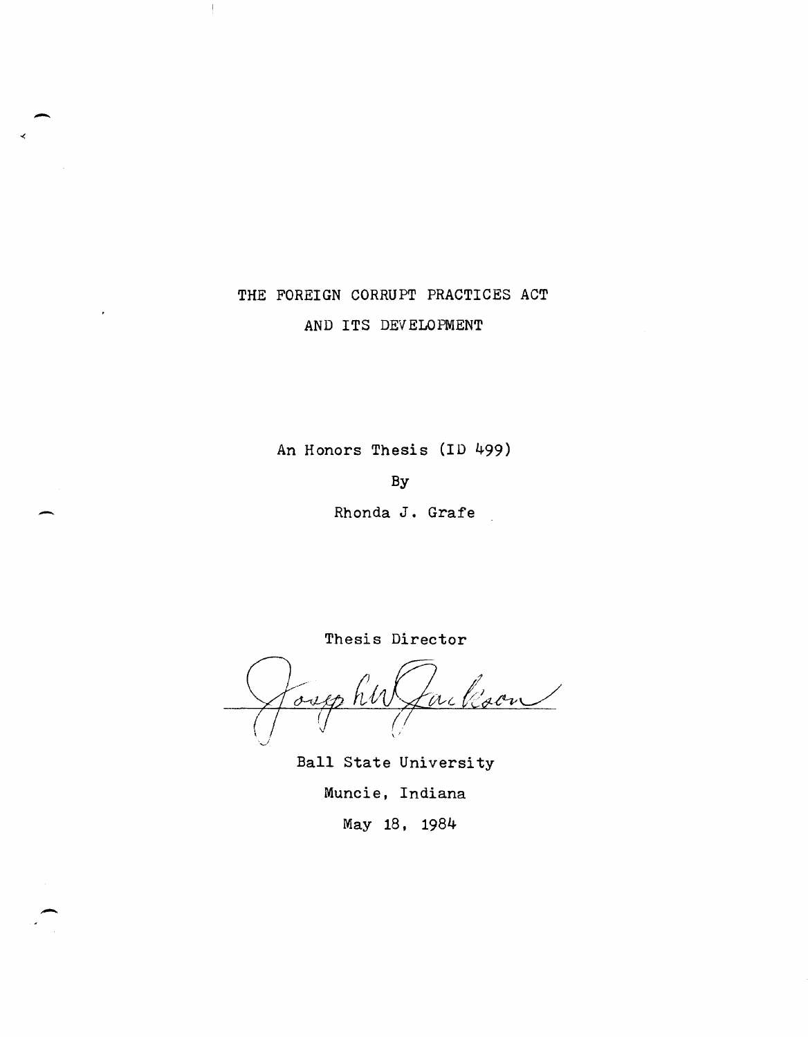# THE FOREIGN CORRUPT PRACTICES ACT
# AND ITS DEVELOPMENT

An Honors Thesis (ID 499)

By

Rhonda J. Grafe

Thesis Director

Joseph W. Jackson

Ball State University

Muncie, Indiana

May 18, 1984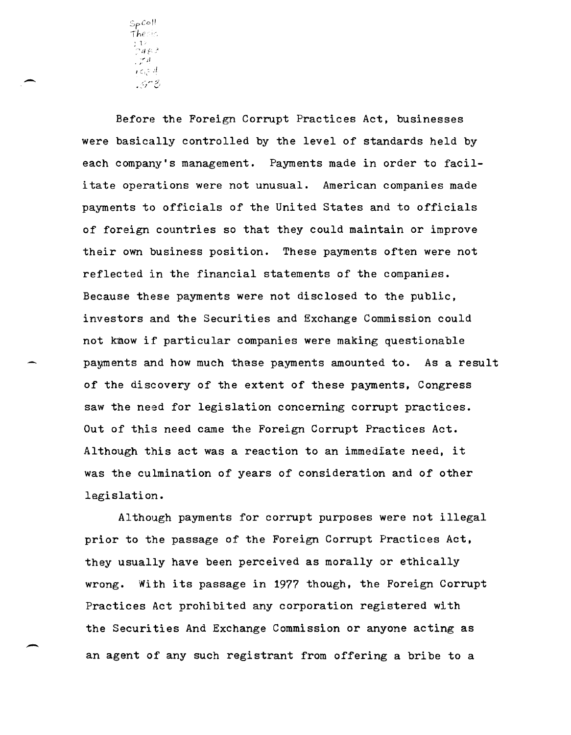Before the Foreign Corrupt Practices Act, businesses were basically controlled by the level of standards held by each company's management. Payments made in order to facilitate operations were not unusual. American companies made payments to officials of the United States and to officials of foreign countries so that they could maintain or improve their own business position. These payments often were not reflected in the financial statements of the companies. Because these payments were not disclosed to the public, investors and the Securities and Exchange Commission could not know if particular companies were making questionable payments and how much these payments amounted to. As a result of the discovery of the extent of these payments, Congress saw the need for legislation concerning corrupt practices. Out of this need came the Foreign Corrupt Practices Act. Although this act was a reaction to an immediate need, it was the culmination of years of consideration and of other legislation.

Although payments for corrupt purposes were not illegal prior to the passage of the Foreign Corrupt Practices Act, they usually have been perceived as morally or ethically wrong. With its passage in 1977 though, the Foreign Corrupt Practices Act prohibited any corporation registered with the Securities And Exchange Commission or anyone acting as an agent of any such registrant from offering a bribe to a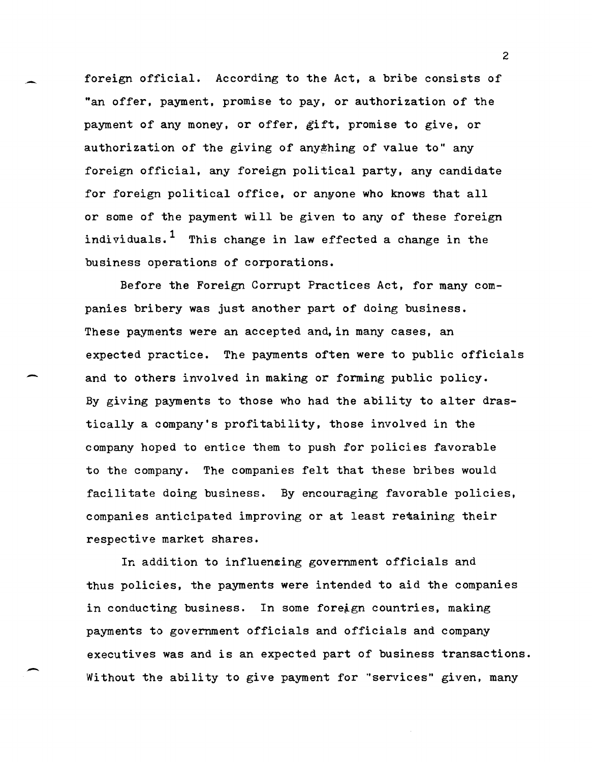foreign official. According to the Act, a bribe consists of "an offer, payment, promise to pay, or authorization of the payment of any money, or offer, gift, promise to give, or authorization of the giving of anything of value to" any foreign official, any foreign political party, any candidate for foreign political office, or anyone who knows that all or some of the payment will be given to any of these foreign individuals.[1] This change in law effected a change in the business operations of corporations.

Before the Foreign Corrupt Practices Act, for many companies bribery was just another part of doing business. These payments were an accepted and, in many cases, an expected practice. The payments often were to public officials and to others involved in making or forming public policy. By giving payments to those who had the ability to alter drastically a company's profitability, those involved in the company hoped to entice them to push for policies favorable to the company. The companies felt that these bribes would facilitate doing business. By encouraging favorable policies, companies anticipated improving or at least retaining their respective market shares.

In addition to influencing government officials and thus policies, the payments were intended to aid the companies in conducting business. In some foreign countries, making payments to government officials and officials and company executives was and is an expected part of business transactions. Without the ability to give payment for "services" given, many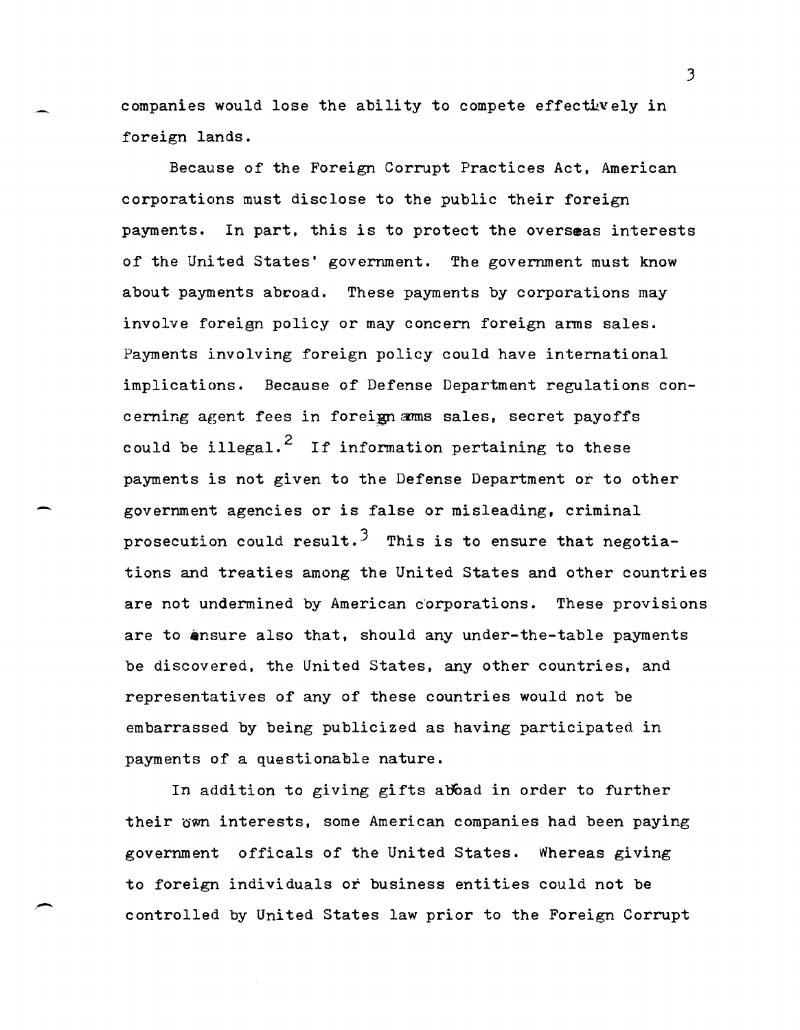companies would lose the ability to compete effectively in foreign lands.

Because of the Foreign Corrupt Practices Act, American corporations must disclose to the public their foreign payments. In part, this is to protect the overseas interests of the United States' government. The government must know about payments abroad. These payments by corporations may involve foreign policy or may concern foreign arms sales. Payments involving foreign policy could have international implications. Because of Defense Department regulations concerning agent fees in foreign arms sales, secret payoffs could be illegal.[2] If information pertaining to these payments is not given to the Defense Department or to other government agencies or is false or misleading, criminal prosecution could result.[3] This is to ensure that negotiations and treaties among the United States and other countries are not undermined by American corporations. These provisions are to ensure also that, should any under-the-table payments be discovered, the United States, any other countries, and representatives of any of these countries would not be embarrassed by being publicized as having participated in payments of a questionable nature.

In addition to giving gifts abroad in order to further their own interests, some American companies had been paying government offficals of the United States. Whereas giving to foreign individuals or business entities could not be controlled by United States law prior to the Foreign Corrupt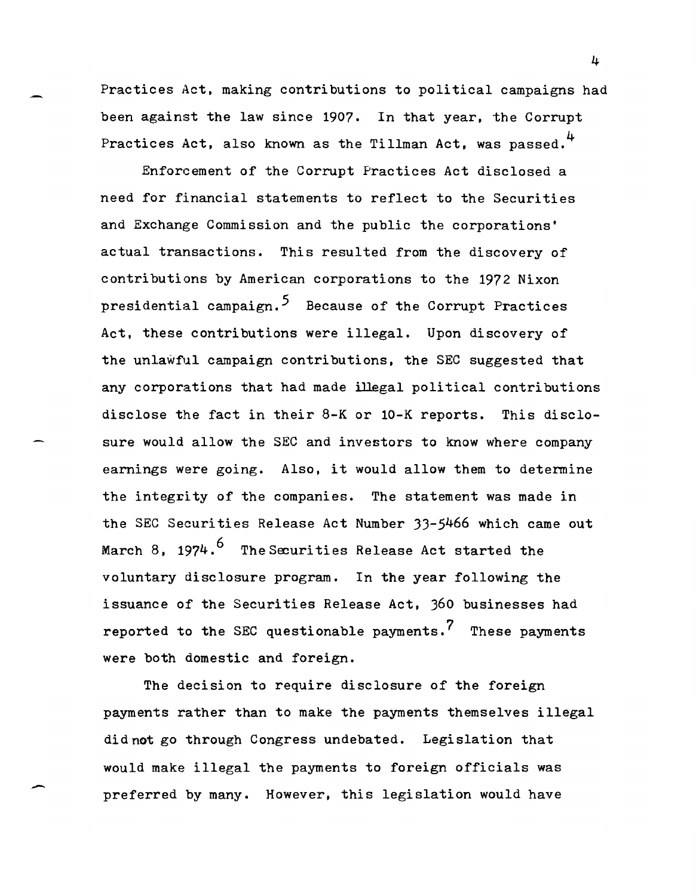Practices Act, making contributions to political campaigns had been against the law since 1907. In that year, the Corrupt Practices Act, also known as the Tillman Act, was passed.[4]

Enforcement of the Corrupt Practices Act disclosed a need for financial statements to reflect to the Securities and Exchange Commission and the public the corporations' actual transactions. This resulted from the discovery of contributions by American corporations to the 1972 Nixon presidential campaign.[5] Because of the Corrupt Practices Act, these contributions were illegal. Upon discovery of the unlawful campaign contributions, the SEC suggested that any corporations that had made illegal political contributions disclose the fact in their 8-K or 10-K reports. This disclosure would allow the SEC and investors to know where company earnings were going. Also, it would allow them to determine the integrity of the companies. The statement was made in the SEC Securities Release Act Number 33-5466 which came out March 8, 1974.[6] The Securities Release Act started the voluntary disclosure program. In the year following the issuance of the Securities Release Act, 360 businesses had reported to the SEC questionable payments.[7] These payments were both domestic and foreign.

The decision to require disclosure of the foreign payments rather than to make the payments themselves illegal did not go through Congress undebated. Legislation that would make illegal the payments to foreign officials was preferred by many. However, this legislation would have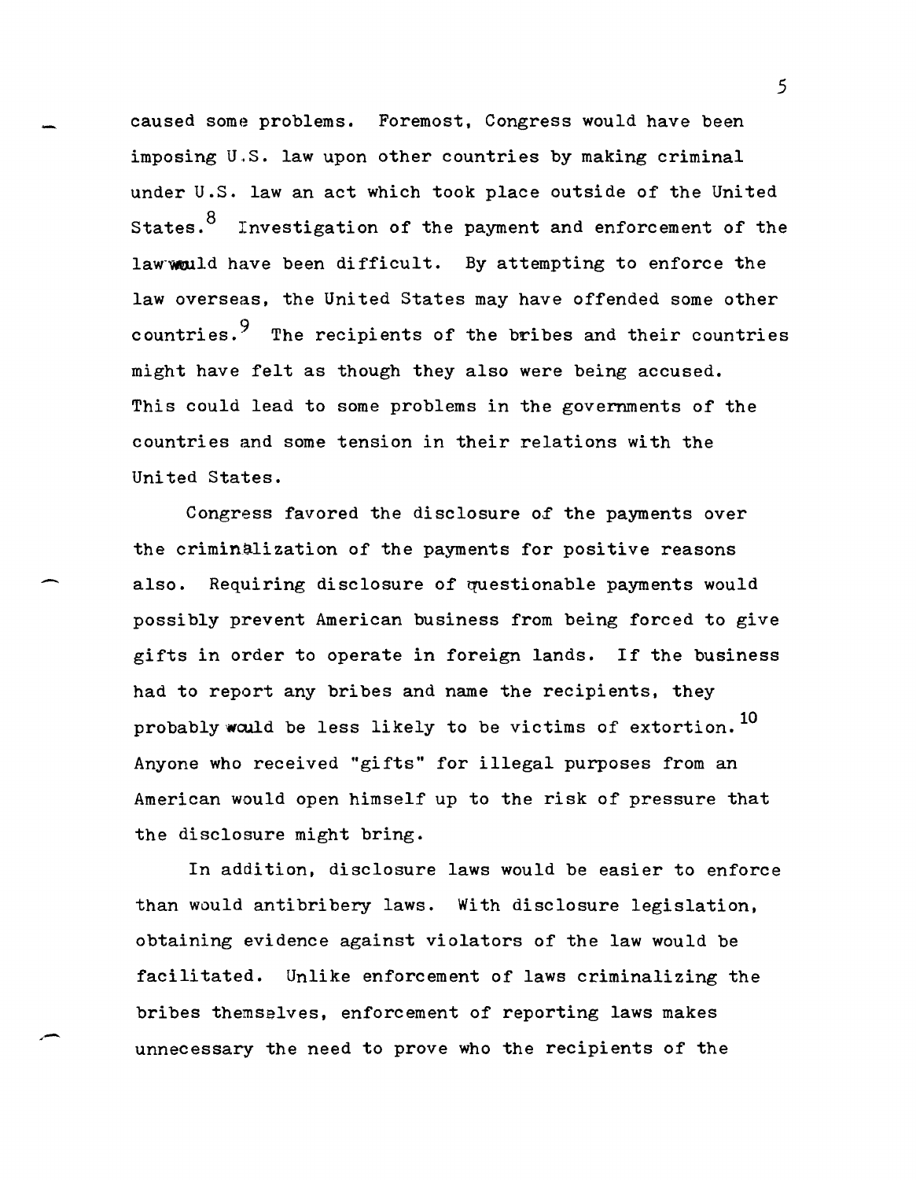caused some problems. Foremost, Congress would have been imposing U.S. law upon other countries by making criminal under U.S. law an act which took place outside of the United States.[8] Investigation of the payment and enforcement of the law would have been difficult. By attempting to enforce the law overseas, the United States may have offended some other countries.[9] The recipients of the bribes and their countries might have felt as though they also were being accused. This could lead to some problems in the governments of the countries and some tension in their relations with the United States.

Congress favored the disclosure of the payments over the criminalization of the payments for positive reasons also. Requiring disclosure of questionable payments would possibly prevent American business from being forced to give gifts in order to operate in foreign lands. If the business had to report any bribes and name the recipients, they probably would be less likely to be victims of extortion.[10] Anyone who received "gifts" for illegal purposes from an American would open himself up to the risk of pressure that the disclosure might bring.

In addition, disclosure laws would be easier to enforce than would antibribery laws. With disclosure legislation, obtaining evidence against violators of the law would be facilitated. Unlike enforcement of laws criminalizing the bribes themselves, enforcement of reporting laws makes unnecessary the need to prove who the recipients of the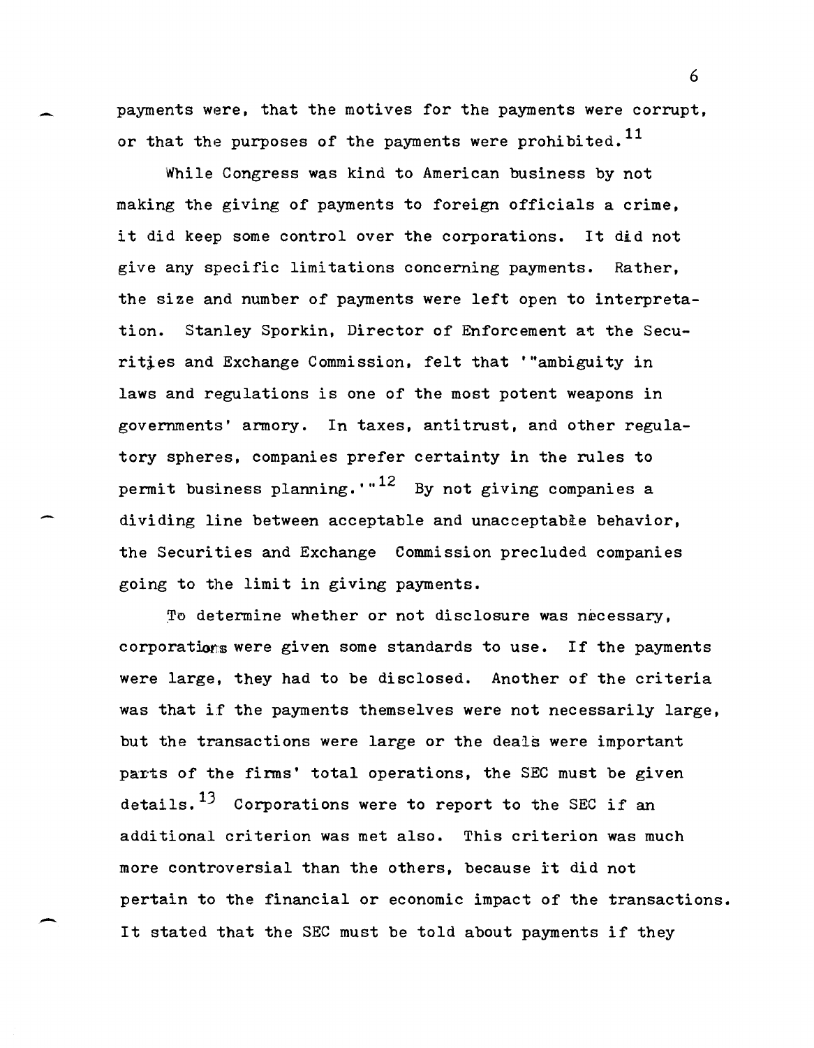payments were, that the motives for the payments were corrupt, or that the purposes of the payments were prohibited.[11]

While Congress was kind to American business by not making the giving of payments to foreign officials a crime, it did keep some control over the corporations. It did not give any specific limitations concerning payments. Rather, the size and number of payments were left open to interpretation. Stanley Sporkin, Director of Enforcement at the Securities and Exchange Commission, felt that '"ambiguity in laws and regulations is one of the most potent weapons in governments' armory. In taxes, antitrust, and other regulatory spheres, companies prefer certainty in the rules to permit business planning.'"[12] By not giving companies a dividing line between acceptable and unacceptable behavior, the Securities and Exchange Commission precluded companies going to the limit in giving payments.

To determine whether or not disclosure was necessary, corporations were given some standards to use. If the payments were large, they had to be disclosed. Another of the criteria was that if the payments themselves were not necessarily large, but the transactions were large or the deals were important parts of the firms' total operations, the SEC must be given details.[13] Corporations were to report to the SEC if an additional criterion was met also. This criterion was much more controversial than the others, because it did not pertain to the financial or economic impact of the transactions. It stated that the SEC must be told about payments if they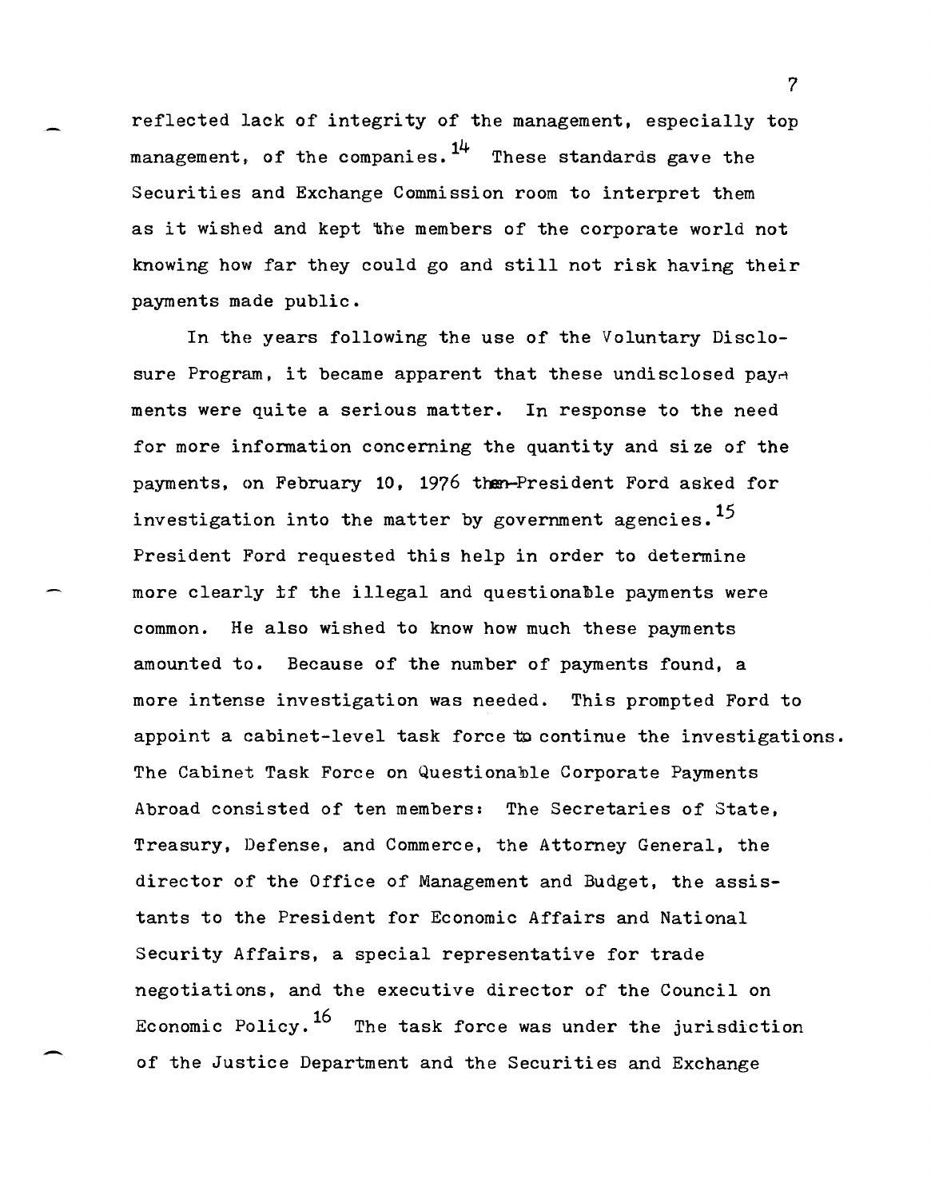reflected lack of integrity of the management, especially top management, of the companies.[14] These standards gave the Securities and Exchange Commission room to interpret them as it wished and kept the members of the corporate world not knowing how far they could go and still not risk having their payments made public.

In the years following the use of the Voluntary Disclosure Program, it became apparent that these undisclosed payments were quite a serious matter. In response to the need for more information concerning the quantity and size of the payments, on February 10, 1976 then-President Ford asked for investigation into the matter by government agencies.[15] President Ford requested this help in order to determine more clearly if the illegal and questionable payments were common. He also wished to know how much these payments amounted to. Because of the number of payments found, a more intense investigation was needed. This prompted Ford to appoint a cabinet-level task force to continue the investigations. The Cabinet Task Force on Questionable Corporate Payments Abroad consisted of ten members: The Secretaries of State, Treasury, Defense, and Commerce, the Attorney General, the director of the Office of Management and Budget, the assistants to the President for Economic Affairs and National Security Affairs, a special representative for trade negotiations, and the executive director of the Council on Economic Policy.[16] The task force was under the jurisdiction of the Justice Department and the Securities and Exchange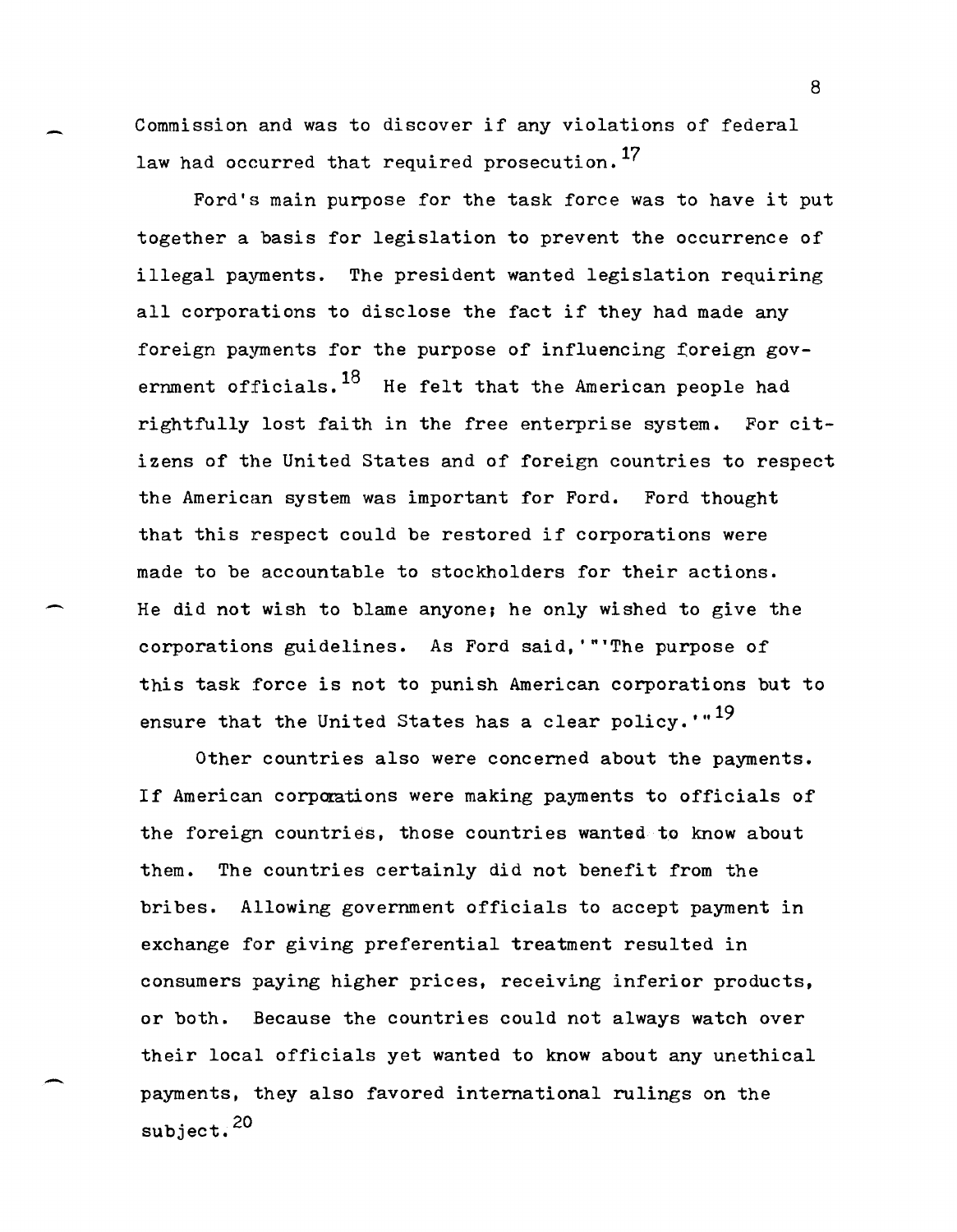Commission and was to discover if any violations of federal law had occurred that required prosecution.[17]

Ford's main purpose for the task force was to have it put together a basis for legislation to prevent the occurrence of illegal payments. The president wanted legislation requiring all corporations to disclose the fact if they had made any foreign payments for the purpose of influencing foreign government officials.[18] He felt that the American people had rightfully lost faith in the free enterprise system. For citizens of the United States and of foreign countries to respect the American system was important for Ford. Ford thought that this respect could be restored if corporations were made to be accountable to stockholders for their actions. He did not wish to blame anyone; he only wished to give the corporations guidelines. As Ford said,'"'The purpose of this task force is not to punish American corporations but to ensure that the United States has a clear policy.'"[19]

Other countries also were concerned about the payments. If American corporations were making payments to officials of the foreign countries, those countries wanted to know about them. The countries certainly did not benefit from the bribes. Allowing government officials to accept payment in exchange for giving preferential treatment resulted in consumers paying higher prices, receiving inferior products, or both. Because the countries could not always watch over their local officials yet wanted to know about any unethical payments, they also favored international rulings on the subject.[20]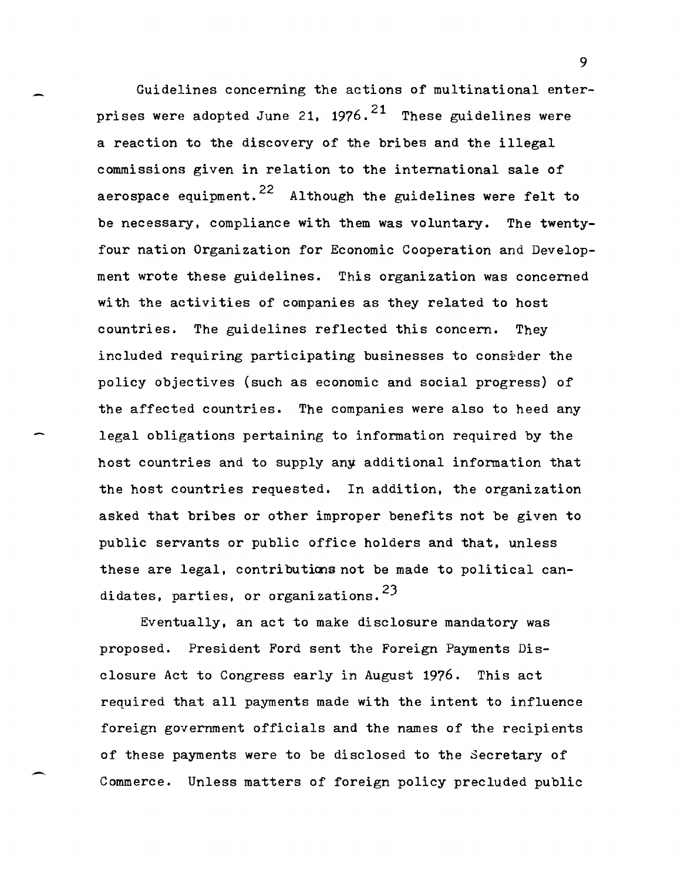Guidelines concerning the actions of multinational enterprises were adopted June 21, 1976.[21] These guidelines were a reaction to the discovery of the bribes and the illegal commissions given in relation to the international sale of aerospace equipment.[22] Although the guidelines were felt to be necessary, compliance with them was voluntary. The twenty-four nation Organization for Economic Cooperation and Development wrote these guidelines. This organization was concerned with the activities of companies as they related to host countries. The guidelines reflected this concern. They included requiring participating businesses to consider the policy objectives (such as economic and social progress) of the affected countries. The companies were also to heed any legal obligations pertaining to information required by the host countries and to supply any additional information that the host countries requested. In addition, the organization asked that bribes or other improper benefits not be given to public servants or public office holders and that, unless these are legal, contributions not be made to political candidates, parties, or organizations.[23]

Eventually, an act to make disclosure mandatory was proposed. President Ford sent the Foreign Payments Disclosure Act to Congress early in August 1976. This act required that all payments made with the intent to influence foreign government officials and the names of the recipients of these payments were to be disclosed to the Secretary of Commerce. Unless matters of foreign policy precluded public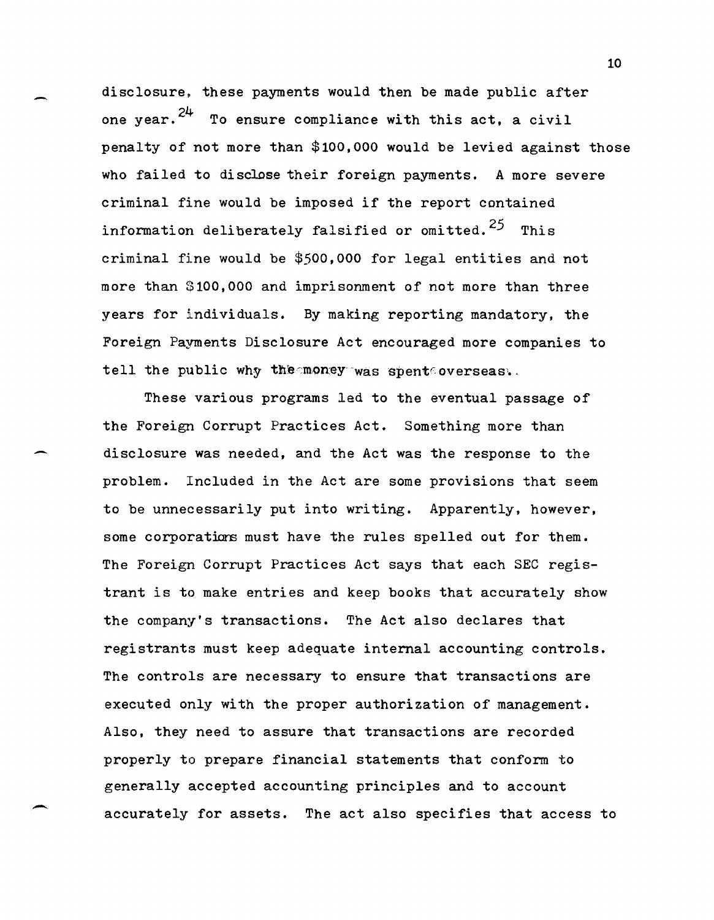disclosure, these payments would then be made public after one year.[24] To ensure compliance with this act, a civil penalty of not more than $100,000 would be levied against those who failed to disclose their foreign payments. A more severe criminal fine would be imposed if the report contained information deliberately falsified or omitted.[25] This criminal fine would be $500,000 for legal entities and not more than $100,000 and imprisonment of not more than three years for individuals. By making reporting mandatory, the Foreign Payments Disclosure Act encouraged more companies to tell the public why the money was spent overseas.

These various programs led to the eventual passage of the Foreign Corrupt Practices Act. Something more than disclosure was needed, and the Act was the response to the problem. Included in the Act are some provisions that seem to be unnecessarily put into writing. Apparently, however, some corporations must have the rules spelled out for them. The Foreign Corrupt Practices Act says that each SEC registrant is to make entries and keep books that accurately show the company's transactions. The Act also declares that registrants must keep adequate internal accounting controls. The controls are necessary to ensure that transactions are executed only with the proper authorization of management. Also, they need to assure that transactions are recorded properly to prepare financial statements that conform to generally accepted accounting principles and to account accurately for assets. The act also specifies that access to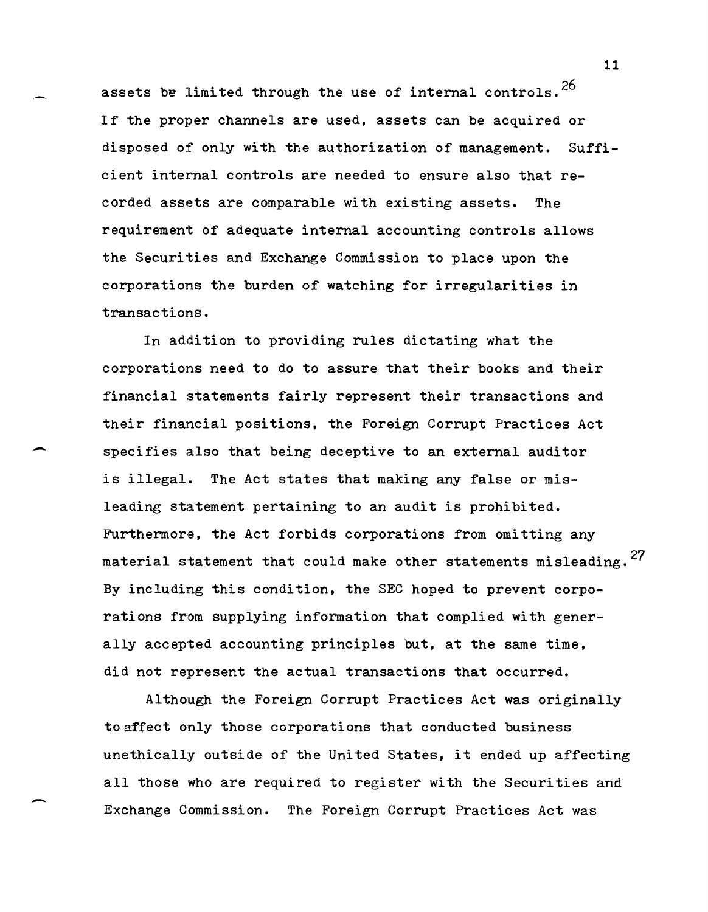assets be limited through the use of internal controls.[26] If the proper channels are used, assets can be acquired or disposed of only with the authorization of management. Sufficient internal controls are needed to ensure also that recorded assets are comparable with existing assets. The requirement of adequate internal accounting controls allows the Securities and Exchange Commission to place upon the corporations the burden of watching for irregularities in transactions.

In addition to providing rules dictating what the corporations need to do to assure that their books and their financial statements fairly represent their transactions and their financial positions, the Foreign Corrupt Practices Act specifies also that being deceptive to an external auditor is illegal. The Act states that making any false or misleading statement pertaining to an audit is prohibited. Furthermore, the Act forbids corporations from omitting any material statement that could make other statements misleading.[27] By including this condition, the SEC hoped to prevent corporations from supplying information that complied with generally accepted accounting principles but, at the same time, did not represent the actual transactions that occurred.

Although the Foreign Corrupt Practices Act was originally to affect only those corporations that conducted business unethically outside of the United States, it ended up affecting all those who are required to register with the Securities and Exchange Commission. The Foreign Corrupt Practices Act was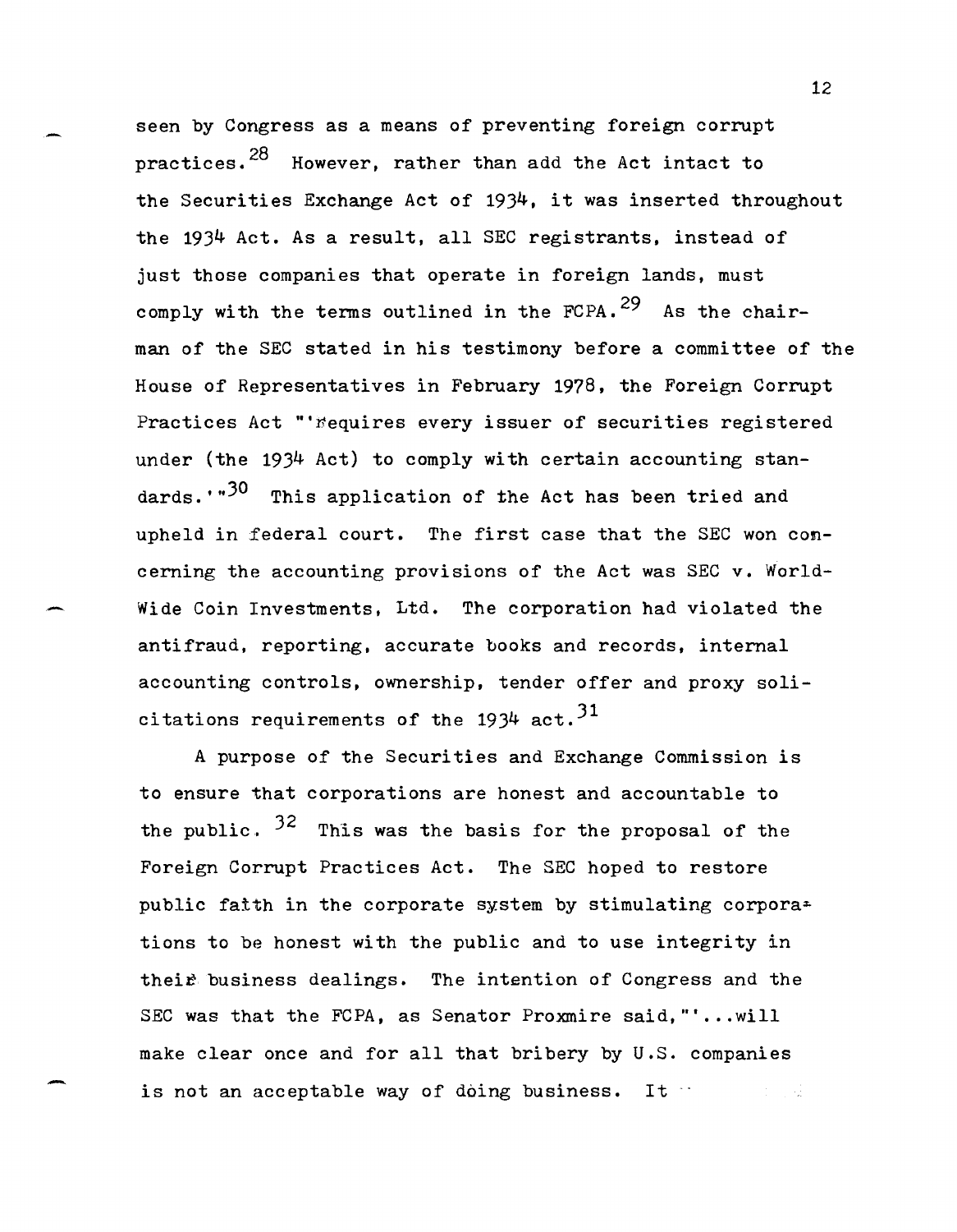seen by Congress as a means of preventing foreign corrupt practices.[28] However, rather than add the Act intact to the Securities Exchange Act of 1934, it was inserted throughout the 1934 Act. As a result, all SEC registrants, instead of just those companies that operate in foreign lands, must comply with the terms outlined in the FCPA.[29] As the chairman of the SEC stated in his testimony before a committee of the House of Representatives in February 1978, the Foreign Corrupt Practices Act "'requires every issuer of securities registered under (the 1934 Act) to comply with certain accounting standards.'"[30] This application of the Act has been tried and upheld in federal court. The first case that the SEC won concerning the accounting provisions of the Act was SEC v. World-Wide Coin Investments, Ltd. The corporation had violated the antifraud, reporting, accurate books and records, internal accounting controls, ownership, tender offer and proxy solicitations requirements of the 1934 act.[31]

A purpose of the Securities and Exchange Commission is to ensure that corporations are honest and accountable to the public.[32] This was the basis for the proposal of the Foreign Corrupt Practices Act. The SEC hoped to restore public faith in the corporate system by stimulating corporations to be honest with the public and to use integrity in their business dealings. The intention of Congress and the SEC was that the FCPA, as Senator Proxmire said, "'...will make clear once and for all that bribery by U.S. companies is not an acceptable way of doing business. It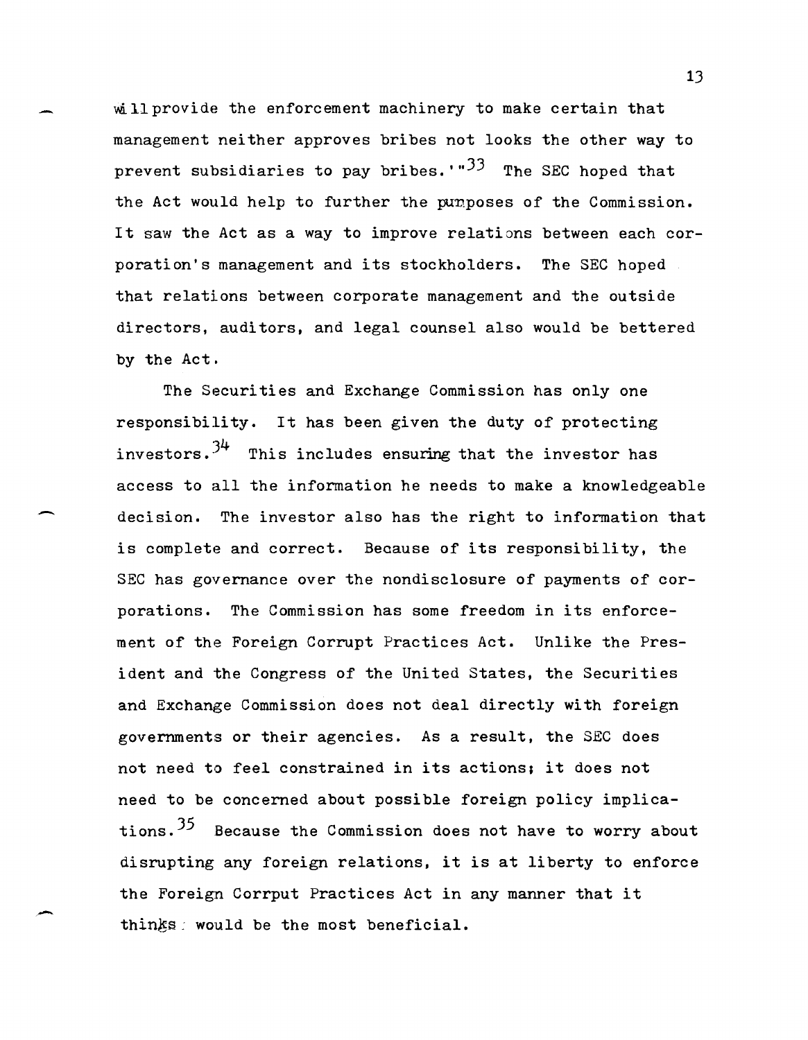will provide the enforcement machinery to make certain that management neither approves bribes not looks the other way to prevent subsidiaries to pay bribes.'"[33] The SEC hoped that the Act would help to further the purposes of the Commission. It saw the Act as a way to improve relations between each corporation's management and its stockholders. The SEC hoped that relations between corporate management and the outside directors, auditors, and legal counsel also would be bettered by the Act.

The Securities and Exchange Commission has only one responsibility. It has been given the duty of protecting investors.[34] This includes ensuring that the investor has access to all the information he needs to make a knowledgeable decision. The investor also has the right to information that is complete and correct. Because of its responsibility, the SEC has governance over the nondisclosure of payments of corporations. The Commission has some freedom in its enforcement of the Foreign Corrupt Practices Act. Unlike the President and the Congress of the United States, the Securities and Exchange Commission does not deal directly with foreign governments or their agencies. As a result, the SEC does not need to feel constrained in its actions; it does not need to be concerned about possible foreign policy implications.[35] Because the Commission does not have to worry about disrupting any foreign relations, it is at liberty to enforce the Foreign Corrput Practices Act in any manner that it thinks would be the most beneficial.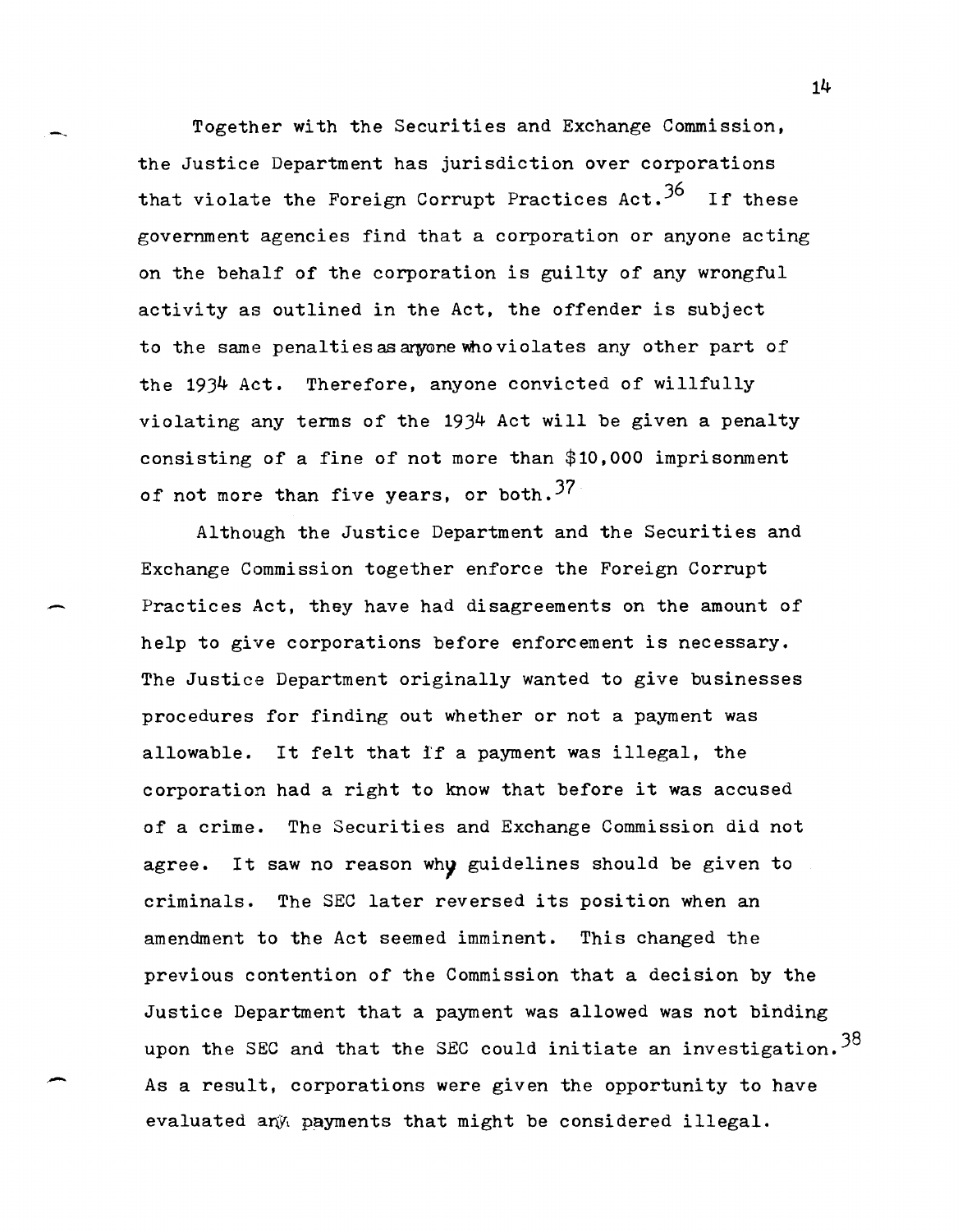Together with the Securities and Exchange Commission, the Justice Department has jurisdiction over corporations that violate the Foreign Corrupt Practices Act.[36] If these government agencies find that a corporation or anyone acting on the behalf of the corporation is guilty of any wrongful activity as outlined in the Act, the offender is subject to the same penalties as anyone who violates any other part of the 1934 Act. Therefore, anyone convicted of willfully violating any terms of the 1934 Act will be given a penalty consisting of a fine of not more than $10,000 imprisonment of not more than five years, or both.[37]

Although the Justice Department and the Securities and Exchange Commission together enforce the Foreign Corrupt Practices Act, they have had disagreements on the amount of help to give corporations before enforcement is necessary. The Justice Department originally wanted to give businesses procedures for finding out whether or not a payment was allowable. It felt that if a payment was illegal, the corporation had a right to know that before it was accused of a crime. The Securities and Exchange Commission did not agree. It saw no reason why guidelines should be given to criminals. The SEC later reversed its position when an amendment to the Act seemed imminent. This changed the previous contention of the Commission that a decision by the Justice Department that a payment was allowed was not binding upon the SEC and that the SEC could initiate an investigation.[38] As a result, corporations were given the opportunity to have evaluated any payments that might be considered illegal.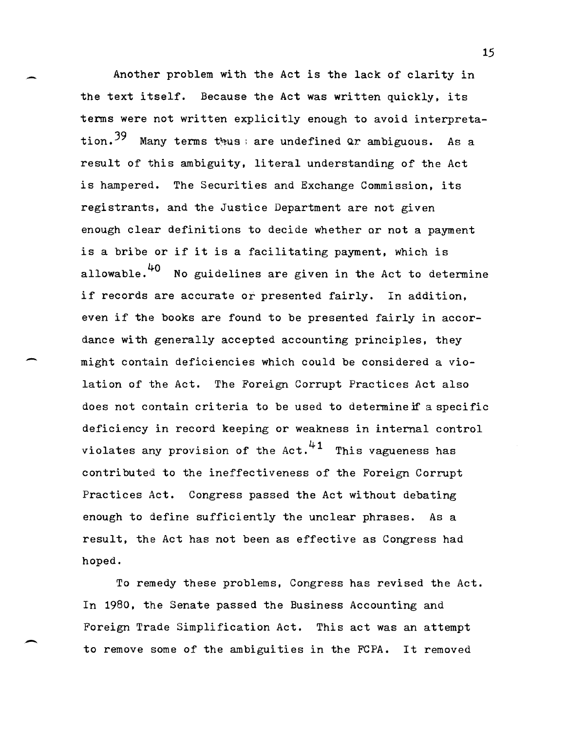Another problem with the Act is the lack of clarity in the text itself. Because the Act was written quickly, its terms were not written explicitly enough to avoid interpretation.[39] Many terms thus are undefined or ambiguous. As a result of this ambiguity, literal understanding of the Act is hampered. The Securities and Exchange Commission, its registrants, and the Justice Department are not given enough clear definitions to decide whether or not a payment is a bribe or if it is a facilitating payment, which is allowable.[40] No guidelines are given in the Act to determine if records are accurate or presented fairly. In addition, even if the books are found to be presented fairly in accordance with generally accepted accounting principles, they might contain deficiencies which could be considered a violation of the Act. The Foreign Corrupt Practices Act also does not contain criteria to be used to determine if a specific deficiency in record keeping or weakness in internal control violates any provision of the Act.[41] This vagueness has contributed to the ineffectiveness of the Foreign Corrupt Practices Act. Congress passed the Act without debating enough to define sufficiently the unclear phrases. As a result, the Act has not been as effective as Congress had hoped.

To remedy these problems, Congress has revised the Act. In 1980, the Senate passed the Business Accounting and Foreign Trade Simplification Act. This act was an attempt to remove some of the ambiguities in the FCPA. It removed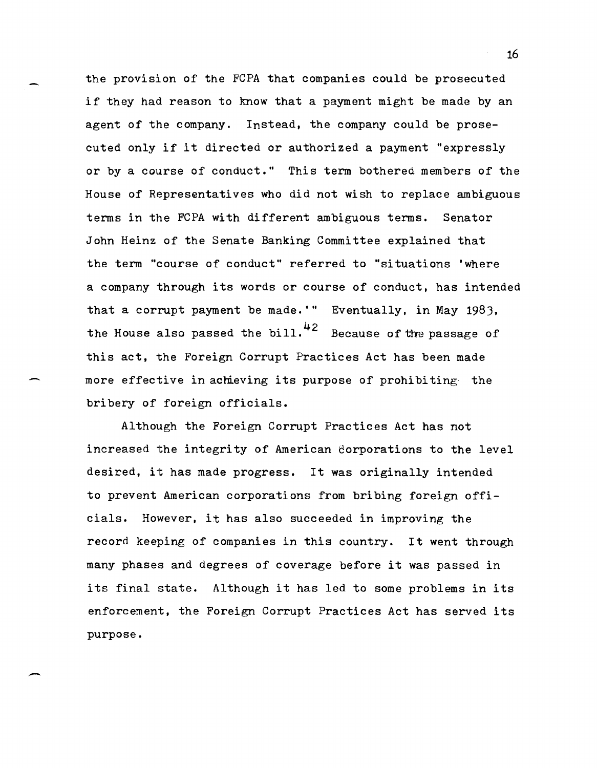the provision of the FCPA that companies could be prosecuted if they had reason to know that a payment might be made by an agent of the company. Instead, the company could be prosecuted only if it directed or authorized a payment "expressly or by a course of conduct." This term bothered members of the House of Representatives who did not wish to replace ambiguous terms in the FCPA with different ambiguous terms. Senator John Heinz of the Senate Banking Committee explained that the term "course of conduct" referred to "situations 'where a company through its words or course of conduct, has intended that a corrupt payment be made.'" Eventually, in May 1983, the House also passed the bill.[42] Because of the passage of this act, the Foreign Corrupt Practices Act has been made more effective in achieving its purpose of prohibiting the bribery of foreign officials.

Although the Foreign Corrupt Practices Act has not increased the integrity of American corporations to the level desired, it has made progress. It was originally intended to prevent American corporations from bribing foreign officials. However, it has also succeeded in improving the record keeping of companies in this country. It went through many phases and degrees of coverage before it was passed in its final state. Although it has led to some problems in its enforcement, the Foreign Corrupt Practices Act has served its purpose.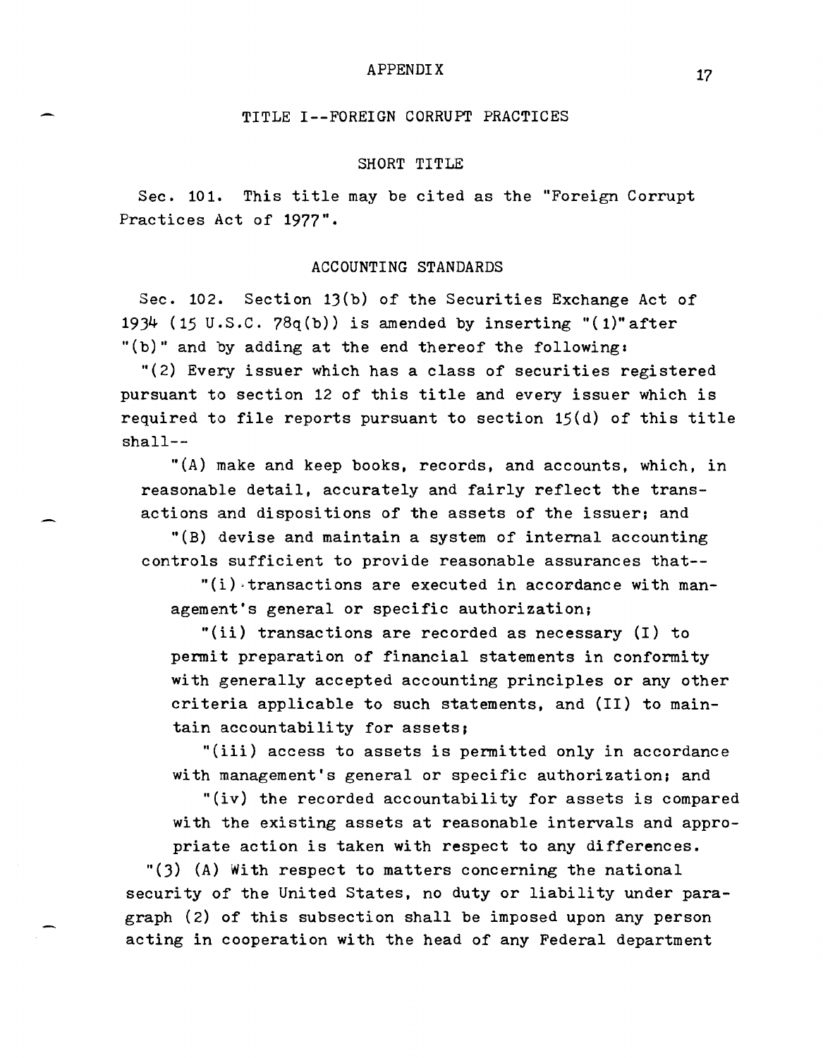APPENDIX

## TITLE I--FOREIGN CORRUPT PRACTICES

### SHORT TITLE

Sec. 101. This title may be cited as the "Foreign Corrupt Practices Act of 1977".

### ACCOUNTING STANDARDS

Sec. 102. Section 13(b) of the Securities Exchange Act of 1934 (15 U.S.C. 78q(b)) is amended by inserting "(1)" after "(b)" and by adding at the end thereof the following:

"(2) Every issuer which has a class of securities registered pursuant to section 12 of this title and every issuer which is required to file reports pursuant to section 15(d) of this title shall--

"(A) make and keep books, records, and accounts, which, in reasonable detail, accurately and fairly reflect the transactions and dispositions of the assets of the issuer; and

"(B) devise and maintain a system of internal accounting controls sufficient to provide reasonable assurances that--

"(i) transactions are executed in accordance with management's general or specific authorization;

"(ii) transactions are recorded as necessary (I) to permit preparation of financial statements in conformity with generally accepted accounting principles or any other criteria applicable to such statements, and (II) to maintain accountability for assets;

"(iii) access to assets is permitted only in accordance with management's general or specific authorization; and

"(iv) the recorded accountability for assets is compared with the existing assets at reasonable intervals and appropriate action is taken with respect to any differences.

"(3) (A) With respect to matters concerning the national security of the United States, no duty or liability under paragraph (2) of this subsection shall be imposed upon any person acting in cooperation with the head of any Federal department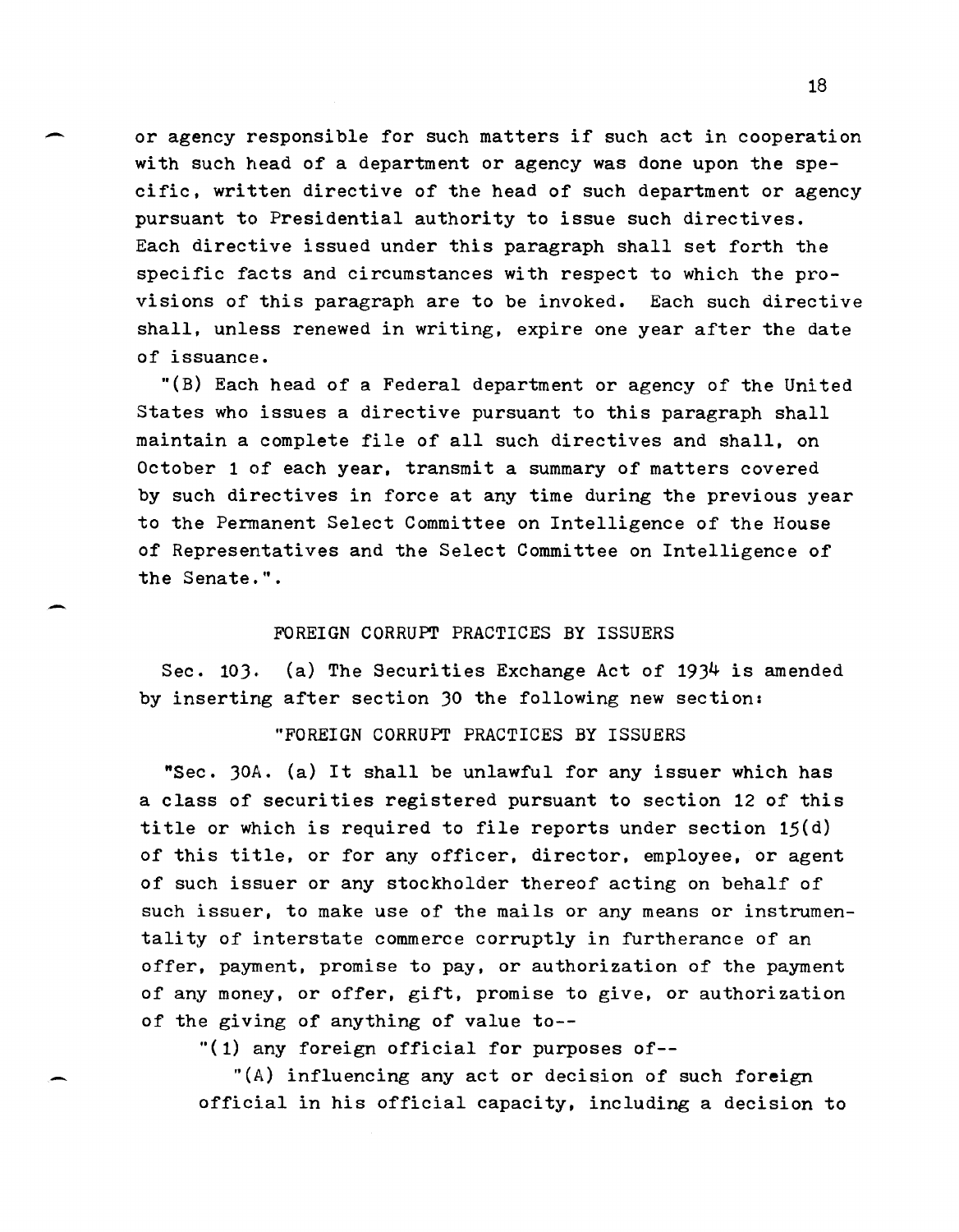or agency responsible for such matters if such act in cooperation with such head of a department or agency was done upon the specific, written directive of the head of such department or agency pursuant to Presidential authority to issue such directives. Each directive issued under this paragraph shall set forth the specific facts and circumstances with respect to which the provisions of this paragraph are to be invoked. Each such directive shall, unless renewed in writing, expire one year after the date of issuance.

"(B) Each head of a Federal department or agency of the United States who issues a directive pursuant to this paragraph shall maintain a complete file of all such directives and shall, on October 1 of each year, transmit a summary of matters covered by such directives in force at any time during the previous year to the Permanent Select Committee on Intelligence of the House of Representatives and the Select Committee on Intelligence of the Senate.".

FOREIGN CORRUPT PRACTICES BY ISSUERS

Sec. 103. (a) The Securities Exchange Act of 1934 is amended by inserting after section 30 the following new section:

"FOREIGN CORRUPT PRACTICES BY ISSUERS

"Sec. 30A. (a) It shall be unlawful for any issuer which has a class of securities registered pursuant to section 12 of this title or which is required to file reports under section 15(d) of this title, or for any officer, director, employee, or agent of such issuer or any stockholder thereof acting on behalf of such issuer, to make use of the mails or any means or instrumentality of interstate commerce corruptly in furtherance of an offer, payment, promise to pay, or authorization of the payment of any money, or offer, gift, promise to give, or authorization of the giving of anything of value to--

"(1) any foreign official for purposes of--

"(A) influencing any act or decision of such foreign official in his official capacity, including a decision to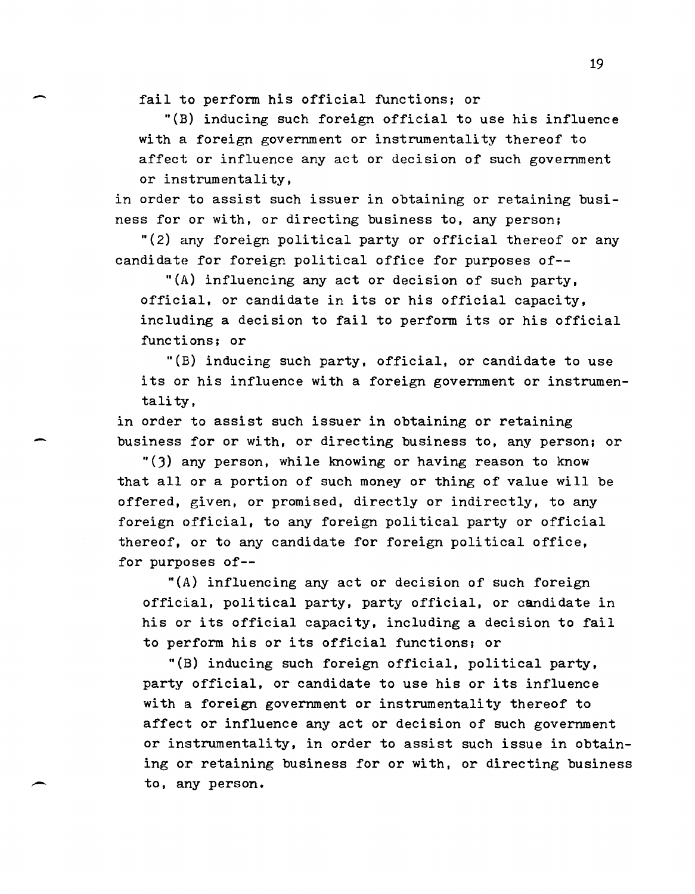fail to perform his official functions; or

"(B) inducing such foreign official to use his influence with a foreign government or instrumentality thereof to affect or influence any act or decision of such government or instrumentality,

in order to assist such issuer in obtaining or retaining business for or with, or directing business to, any person;

"(2) any foreign political party or official thereof or any candidate for foreign political office for purposes of--

"(A) influencing any act or decision of such party, official, or candidate in its or his official capacity, including a decision to fail to perform its or his official functions; or

"(B) inducing such party, official, or candidate to use its or his influence with a foreign government or instrumentality,

in order to assist such issuer in obtaining or retaining business for or with, or directing business to, any person; or

"(3) any person, while knowing or having reason to know that all or a portion of such money or thing of value will be offered, given, or promised, directly or indirectly, to any foreign official, to any foreign political party or official thereof, or to any candidate for foreign political office, for purposes of--

"(A) influencing any act or decision of such foreign official, political party, party official, or candidate in his or its official capacity, including a decision to fail to perform his or its official functions; or

"(B) inducing such foreign official, political party, party official, or candidate to use his or its influence with a foreign government or instrumentality thereof to affect or influence any act or decision of such government or instrumentality, in order to assist such issue in obtaining or retaining business for or with, or directing business to, any person.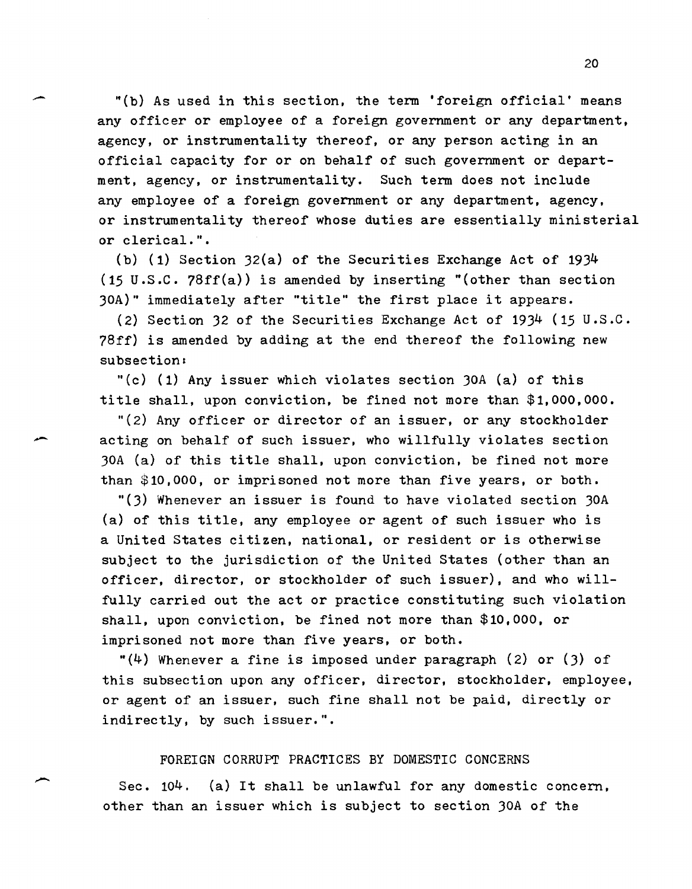"(b) As used in this section, the term 'foreign official' means any officer or employee of a foreign government or any department, agency, or instrumentality thereof, or any person acting in an official capacity for or on behalf of such government or department, agency, or instrumentality. Such term does not include any employee of a foreign government or any department, agency, or instrumentality thereof whose duties are essentially ministerial or clerical.".

(b) (1) Section 32(a) of the Securities Exchange Act of 1934 (15 U.S.C. 78ff(a)) is amended by inserting "(other than section 30A)" immediately after "title" the first place it appears.

(2) Section 32 of the Securities Exchange Act of 1934 (15 U.S.C. 78ff) is amended by adding at the end thereof the following new subsection:

"(c) (1) Any issuer which violates section 30A (a) of this title shall, upon conviction, be fined not more than $1,000,000.

"(2) Any officer or director of an issuer, or any stockholder acting on behalf of such issuer, who willfully violates section 30A (a) of this title shall, upon conviction, be fined not more than $10,000, or imprisoned not more than five years, or both.

"(3) Whenever an issuer is found to have violated section 30A (a) of this title, any employee or agent of such issuer who is a United States citizen, national, or resident or is otherwise subject to the jurisdiction of the United States (other than an officer, director, or stockholder of such issuer), and who willfully carried out the act or practice constituting such violation shall, upon conviction, be fined not more than $10,000, or imprisoned not more than five years, or both.

"(4) Whenever a fine is imposed under paragraph (2) or (3) of this subsection upon any officer, director, stockholder, employee, or agent of an issuer, such fine shall not be paid, directly or indirectly, by such issuer.".

FOREIGN CORRUPT PRACTICES BY DOMESTIC CONCERNS

Sec. 104. (a) It shall be unlawful for any domestic concern, other than an issuer which is subject to section 30A of the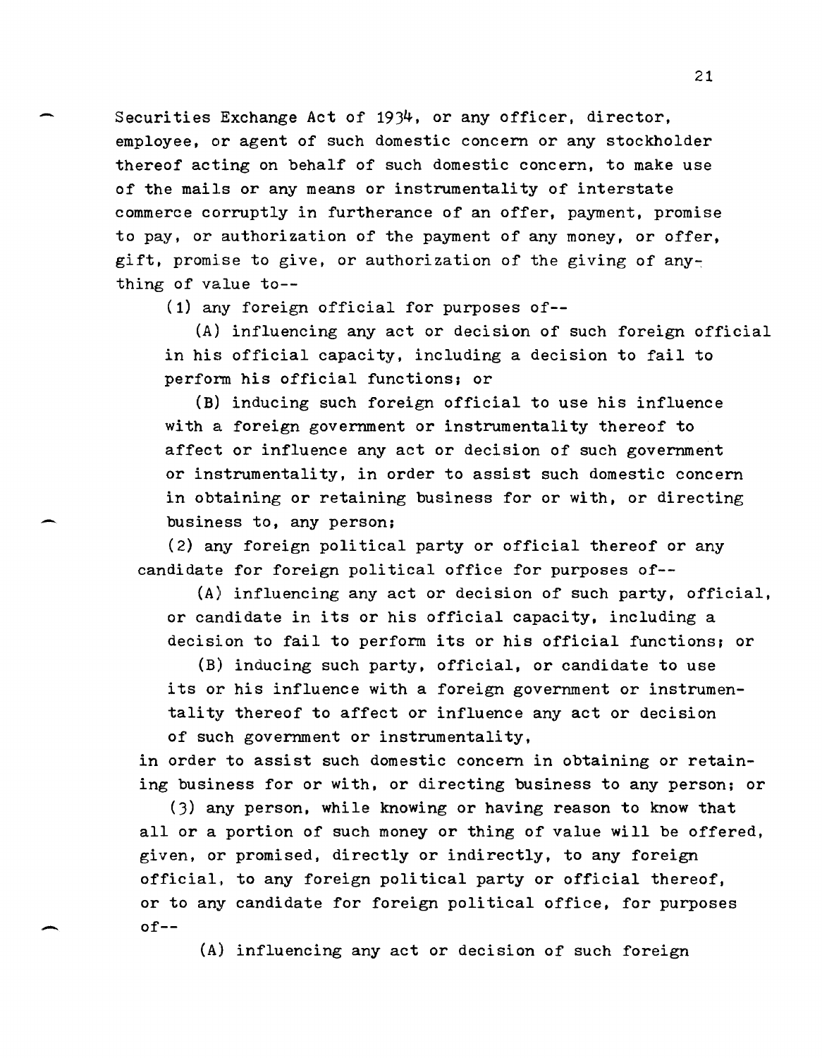Securities Exchange Act of 1934, or any officer, director, employee, or agent of such domestic concern or any stockholder thereof acting on behalf of such domestic concern, to make use of the mails or any means or instrumentality of interstate commerce corruptly in furtherance of an offer, payment, promise to pay, or authorization of the payment of any money, or offer, gift, promise to give, or authorization of the giving of anything of value to--

(1) any foreign official for purposes of--

(A) influencing any act or decision of such foreign official in his official capacity, including a decision to fail to perform his official functions; or

(B) inducing such foreign official to use his influence with a foreign government or instrumentality thereof to affect or influence any act or decision of such government or instrumentality, in order to assist such domestic concern in obtaining or retaining business for or with, or directing business to, any person;

(2) any foreign political party or official thereof or any candidate for foreign political office for purposes of--

(A) influencing any act or decision of such party, official, or candidate in its or his official capacity, including a decision to fail to perform its or his official functions; or

(B) inducing such party, official, or candidate to use its or his influence with a foreign government or instrumentality thereof to affect or influence any act or decision of such government or instrumentality,

in order to assist such domestic concern in obtaining or retaining business for or with, or directing business to any person; or

(3) any person, while knowing or having reason to know that all or a portion of such money or thing of value will be offered, given, or promised, directly or indirectly, to any foreign official, to any foreign political party or official thereof, or to any candidate for foreign political office, for purposes of--

(A) influencing any act or decision of such foreign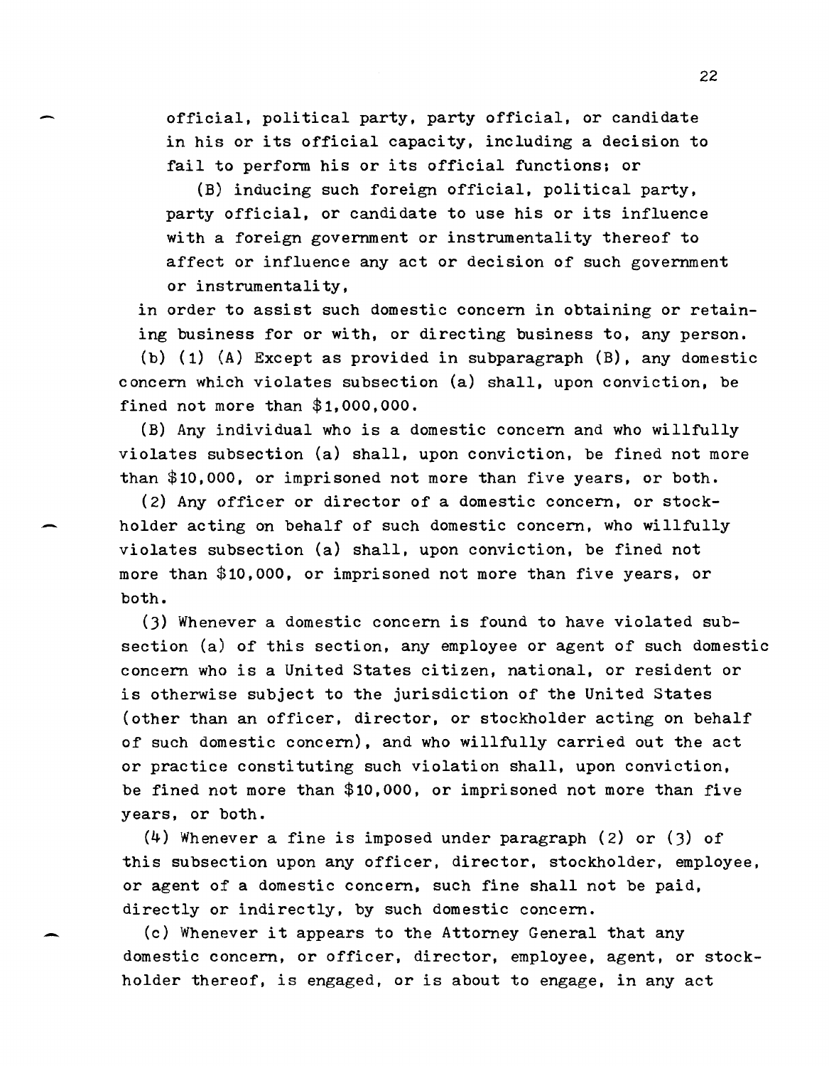official, political party, party official, or candidate in his or its official capacity, including a decision to fail to perform his or its official functions; or

(B) inducing such foreign official, political party, party official, or candidate to use his or its influence with a foreign government or instrumentality thereof to affect or influence any act or decision of such government or instrumentality,

in order to assist such domestic concern in obtaining or retaining business for or with, or directing business to, any person.

(b) (1) (A) Except as provided in subparagraph (B), any domestic concern which violates subsection (a) shall, upon conviction, be fined not more than $1,000,000.

(B) Any individual who is a domestic concern and who willfully violates subsection (a) shall, upon conviction, be fined not more than $10,000, or imprisoned not more than five years, or both.

(2) Any officer or director of a domestic concern, or stockholder acting on behalf of such domestic concern, who willfully violates subsection (a) shall, upon conviction, be fined not more than $10,000, or imprisoned not more than five years, or both.

(3) Whenever a domestic concern is found to have violated subsection (a) of this section, any employee or agent of such domestic concern who is a United States citizen, national, or resident or is otherwise subject to the jurisdiction of the United States (other than an officer, director, or stockholder acting on behalf of such domestic concern), and who willfully carried out the act or practice constituting such violation shall, upon conviction, be fined not more than $10,000, or imprisoned not more than five years, or both.

(4) Whenever a fine is imposed under paragraph (2) or (3) of this subsection upon any officer, director, stockholder, employee, or agent of a domestic concern, such fine shall not be paid, directly or indirectly, by such domestic concern.

(c) Whenever it appears to the Attorney General that any domestic concern, or officer, director, employee, agent, or stockholder thereof, is engaged, or is about to engage, in any act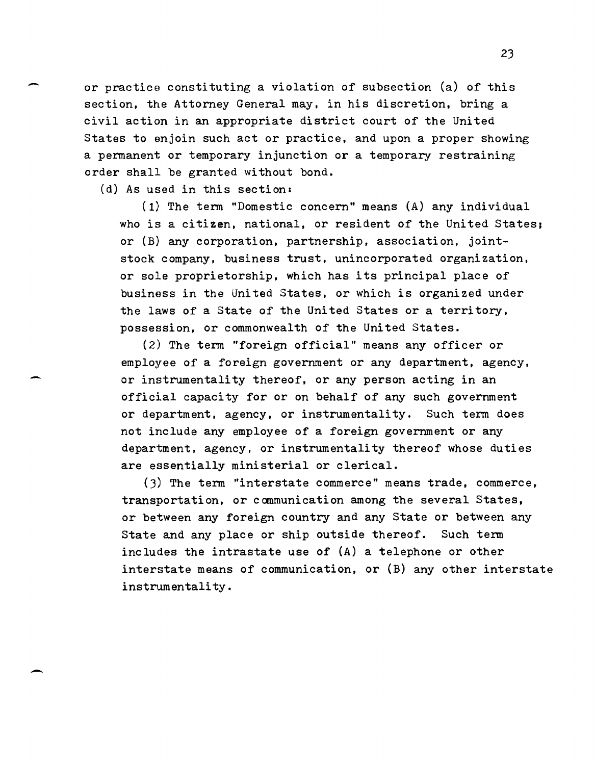or practice constituting a violation of subsection (a) of this section, the Attorney General may, in his discretion, bring a civil action in an appropriate district court of the United States to enjoin such act or practice, and upon a proper showing a permanent or temporary injunction or a temporary restraining order shall be granted without bond.

(d) As used in this section:

(1) The term "Domestic concern" means (A) any individual who is a citizen, national, or resident of the United States; or (B) any corporation, partnership, association, joint-stock company, business trust, unincorporated organization, or sole proprietorship, which has its principal place of business in the United States, or which is organized under the laws of a State of the United States or a territory, possession, or commonwealth of the United States.

(2) The term "foreign official" means any officer or employee of a foreign government or any department, agency, or instrumentality thereof, or any person acting in an official capacity for or on behalf of any such government or department, agency, or instrumentality. Such term does not include any employee of a foreign government or any department, agency, or instrumentality thereof whose duties are essentially ministerial or clerical.

(3) The term "interstate commerce" means trade, commerce, transportation, or communication among the several States, or between any foreign country and any State or between any State and any place or ship outside thereof. Such term includes the intrastate use of (A) a telephone or other interstate means of communication, or (B) any other interstate instrumentality.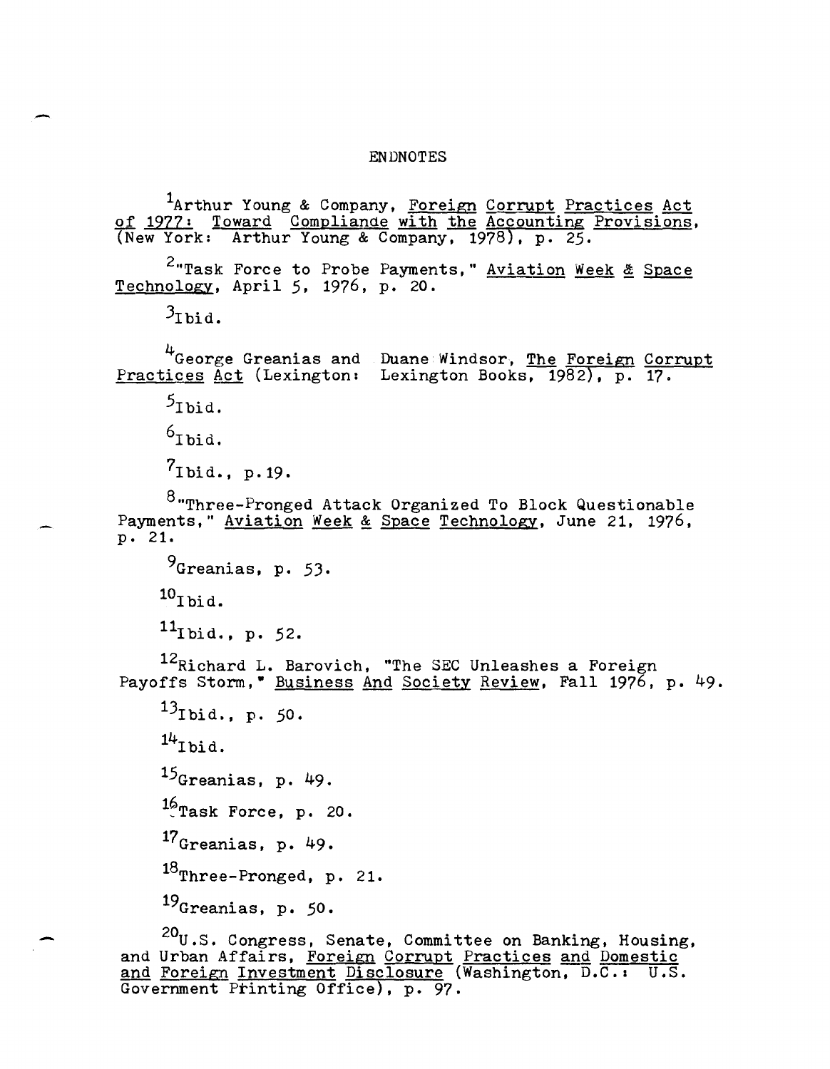# ENDNOTES

[1]Arthur Young & Company, Foreign Corrupt Practices Act of 1977: Toward Compliande with the Accounting Provisions, (New York: Arthur Young & Company, 1978), p. 25.

[2]"Task Force to Probe Payments," Aviation Week & Space Technology, April 5, 1976, p. 20.

[3]Ibid.

[4]George Greanias and Duane Windsor, The Foreign Corrupt Practices Act (Lexington: Lexington Books, 1982), p. 17.

[5]Ibid.

[6]Ibid.

[7]Ibid., p.19.

[8]"Three-Pronged Attack Organized To Block Questionable Payments," Aviation Week & Space Technology, June 21, 1976, p. 21.

[9]Greanias, p. 53.

[10]Ibid.

[11]Ibid., p. 52.

[12]Richard L. Barovich, "The SEC Unleashes a Foreign Payoffs Storm," Business And Society Review, Fall 1976, p. 49.

[13]Ibid., p. 50.

[14]Ibid.

[15]Greanias, p. 49.

[16]Task Force, p. 20.

[17]Greanias, p. 49.

[18]Three-Pronged, p. 21.

[19]Greanias, p. 50.

[20]U.S. Congress, Senate, Committee on Banking, Housing, and Urban Affairs, Foreign Corrupt Practices and Domestic and Foreign Investment Disclosure (Washington, D.C.: U.S. Government Printing Office), p. 97.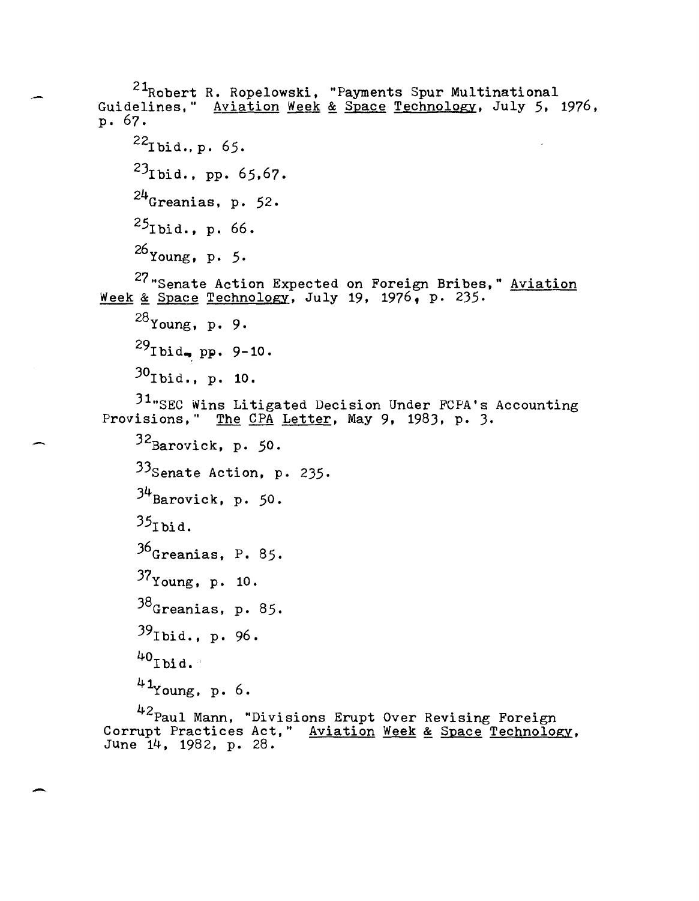[21] Robert R. Ropelowski, "Payments Spur Multinational Guidelines," Aviation Week & Space Technology, July 5, 1976, p. 67.

[22] Ibid., p. 65.

[23] Ibid., pp. 65,67.

[24] Greanias, p. 52.

[25] Ibid., p. 66.

[26] Young, p. 5.

[27] "Senate Action Expected on Foreign Bribes," Aviation Week & Space Technology, July 19, 1976, p. 235.

[28] Young, p. 9.

[29] Ibid., pp. 9-10.

[30] Ibid., p. 10.

[31] "SEC Wins Litigated Decision Under FCPA's Accounting Provisions," The CPA Letter, May 9, 1983, p. 3.

[32] Barovick, p. 50.

[33] Senate Action, p. 235.

[34] Barovick, p. 50.

[35] Ibid.

[36] Greanias, P. 85.

[37] Young, p. 10.

[38] Greanias, p. 85.

[39] Ibid., p. 96.

[40] Ibid.

[41] Young, p. 6.

[42] Paul Mann, "Divisions Erupt Over Revising Foreign Corrupt Practices Act," Aviation Week & Space Technology, June 14, 1982, p. 28.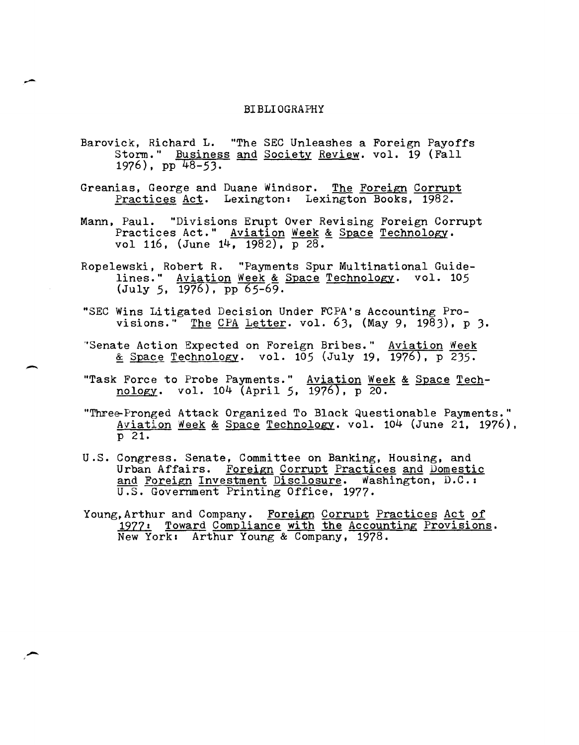# BIBLIOGRAPHY

Barovick, Richard L. "The SEC Unleashes a Foreign Payoffs Storm." Business and Society Review. vol. 19 (Fall 1976), pp 48-53.

Greanias, George and Duane Windsor. The Foreign Corrupt Practices Act. Lexington: Lexington Books, 1982.

Mann, Paul. "Divisions Erupt Over Revising Foreign Corrupt Practices Act." Aviation Week & Space Technology. vol 116, (June 14, 1982), p 28.

Ropelewski, Robert R. "Payments Spur Multinational Guidelines." Aviation Week & Space Technology. vol. 105 (July 5, 1976), pp 65-69.

"SEC Wins Litigated Decision Under FCPA's Accounting Provisions." The CPA Letter. vol. 63, (May 9, 1983), p 3.

"Senate Action Expected on Foreign Bribes." Aviation Week & Space Technology. vol. 105 (July 19, 1976), p 235.

"Task Force to Probe Payments." Aviation Week & Space Technology. vol. 104 (April 5, 1976), p 20.

"Three-Pronged Attack Organized To Block Questionable Payments." Aviation Week & Space Technology. vol. 104 (June 21, 1976), p 21.

U.S. Congress. Senate, Committee on Banking, Housing, and Urban Affairs. Foreign Corrupt Practices and Domestic and Foreign Investment Disclosure. Washington, D.C.: U.S. Government Printing Office, 1977.

Young, Arthur and Company. Foreign Corrupt Practices Act of 1977: Toward Compliance with the Accounting Provisions. New York: Arthur Young & Company, 1978.